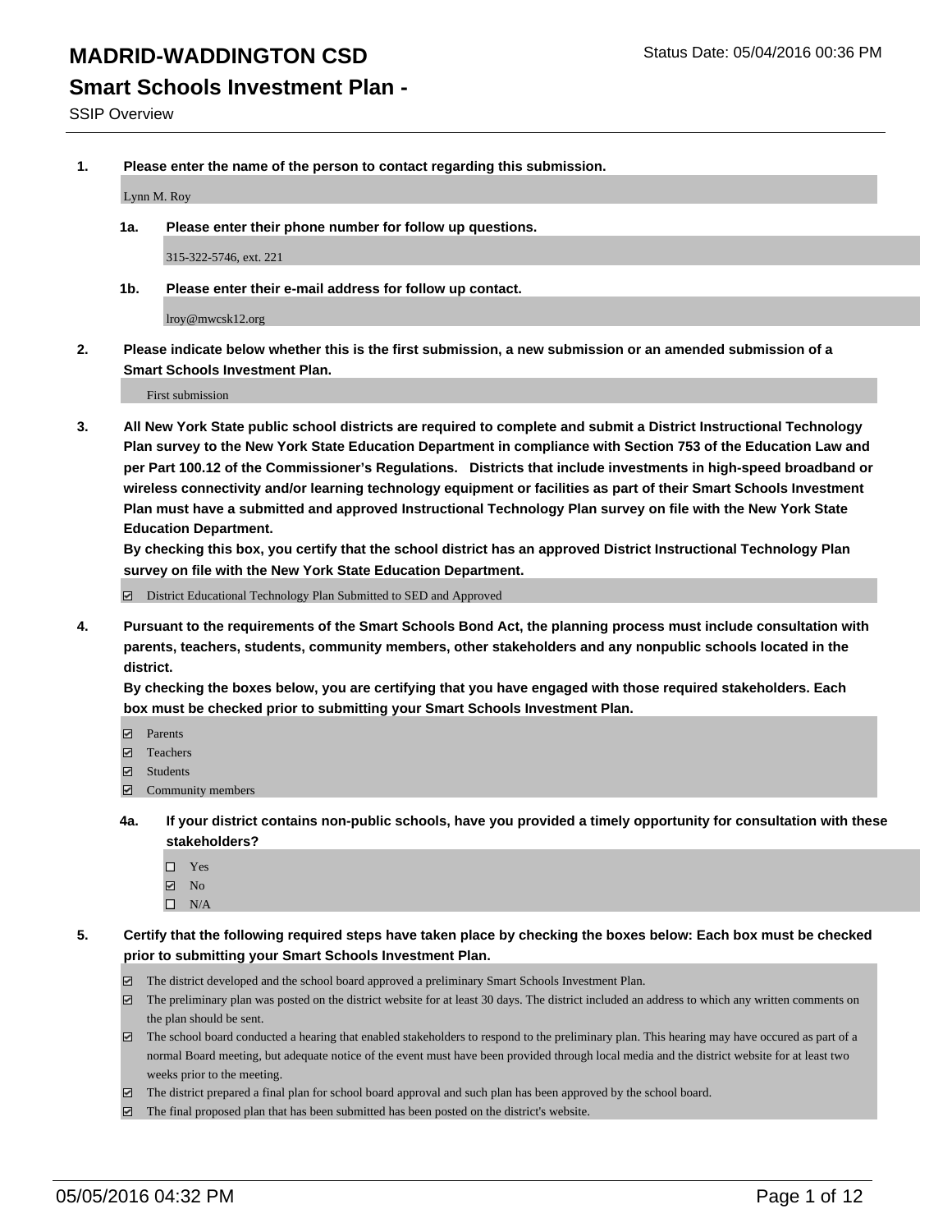# MADRID-WADDINGTON CSD

Status Date: 05/04/2016 00:36 PM

## Smart Schools Investment Plan -

SSIP Overview

**1. Please enter the name of the person to contact regarding this submission.**

Lynn M. Roy

**1a. Please enter their phone number for follow up questions.**

315-322-5746, ext. 221

**1b. Please enter their e-mail address for follow up contact.**

lroy@mwcsk12.org

**2. Please indicate below whether this is the first submission, a new submission or an amended submission of a Smart Schools Investment Plan.**

First submission

**3. All New York State public school districts are required to complete and submit a District Instructional Technology Plan survey to the New York State Education Department in compliance with Section 753 of the Education Law and per Part 100.12 of the Commissioner's Regulations. Districts that include investments in high-speed broadband or wireless connectivity and/or learning technology equipment or facilities as part of their Smart Schools Investment Plan must have a submitted and approved Instructional Technology Plan survey on file with the New York State Education Department.**
**By checking this box, you certify that the school district has an approved District Instructional Technology Plan survey on file with the New York State Education Department.**

- [x] District Educational Technology Plan Submitted to SED and Approved

**4. Pursuant to the requirements of the Smart Schools Bond Act, the planning process must include consultation with parents, teachers, students, community members, other stakeholders and any nonpublic schools located in the district.**
**By checking the boxes below, you are certifying that you have engaged with those required stakeholders. Each box must be checked prior to submitting your Smart Schools Investment Plan.**

- [x] Parents
- [x] Teachers
- [x] Students
- [x] Community members

**4a. If your district contains non-public schools, have you provided a timely opportunity for consultation with these stakeholders?**

- [ ] Yes
- [x] No
- [ ] N/A

**5. Certify that the following required steps have taken place by checking the boxes below: Each box must be checked prior to submitting your Smart Schools Investment Plan.**

- [x] The district developed and the school board approved a preliminary Smart Schools Investment Plan.
- [x] The preliminary plan was posted on the district website for at least 30 days. The district included an address to which any written comments on the plan should be sent.
- [x] The school board conducted a hearing that enabled stakeholders to respond to the preliminary plan. This hearing may have occured as part of a normal Board meeting, but adequate notice of the event must have been provided through local media and the district website for at least two weeks prior to the meeting.
- [x] The district prepared a final plan for school board approval and such plan has been approved by the school board.
- [x] The final proposed plan that has been submitted has been posted on the district's website.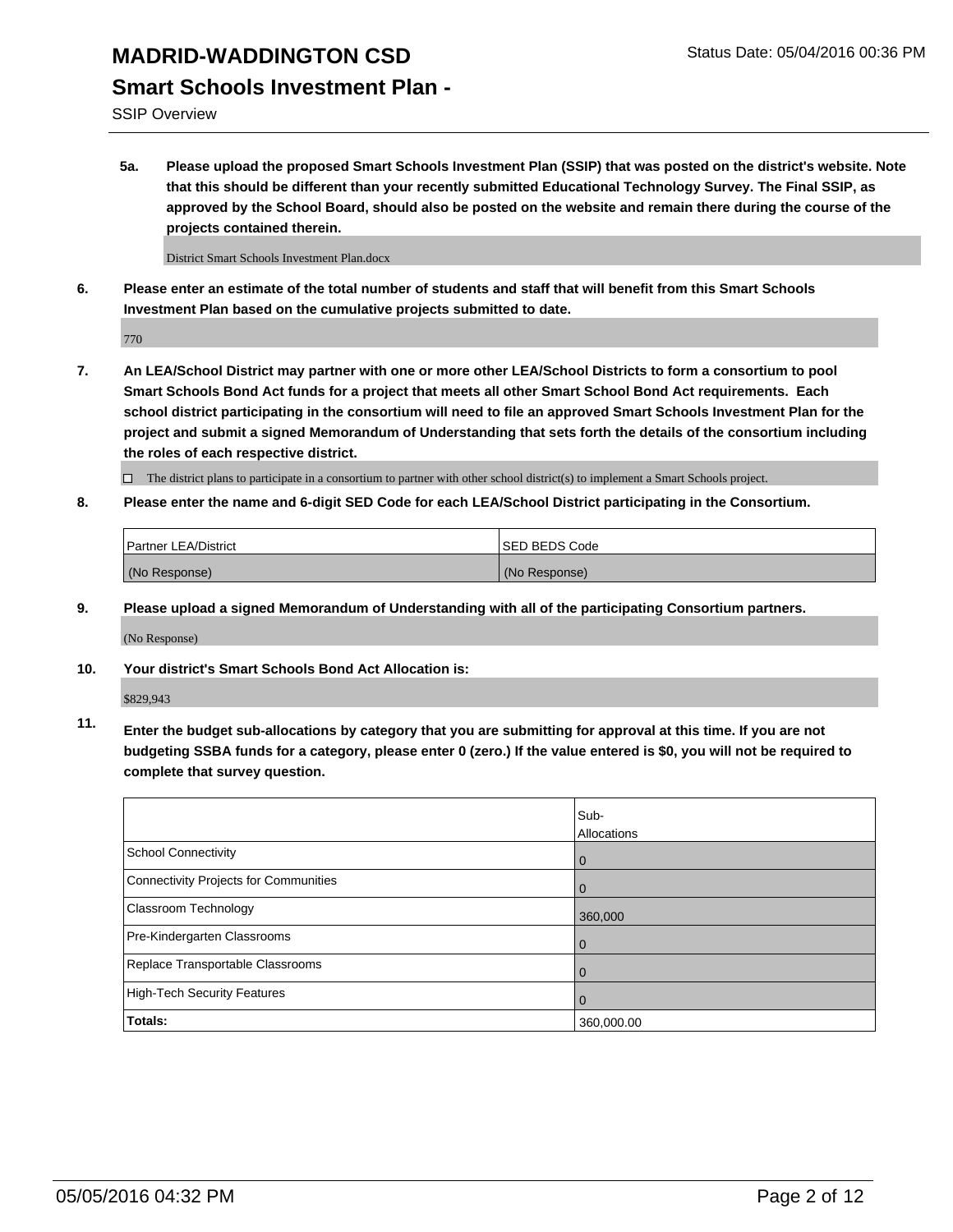**5a. Please upload the proposed Smart Schools Investment Plan (SSIP) that was posted on the district's website. Note that this should be different than your recently submitted Educational Technology Survey. The Final SSIP, as approved by the School Board, should also be posted on the website and remain there during the course of the projects contained therein.**

District Smart Schools Investment Plan.docx

**6. Please enter an estimate of the total number of students and staff that will benefit from this Smart Schools Investment Plan based on the cumulative projects submitted to date.**

770

**7. An LEA/School District may partner with one or more other LEA/School Districts to form a consortium to pool Smart Schools Bond Act funds for a project that meets all other Smart School Bond Act requirements. Each school district participating in the consortium will need to file an approved Smart Schools Investment Plan for the project and submit a signed Memorandum of Understanding that sets forth the details of the consortium including the roles of each respective district.**

☐ The district plans to participate in a consortium to partner with other school district(s) to implement a Smart Schools project.

**8. Please enter the name and 6-digit SED Code for each LEA/School District participating in the Consortium.**

| Partner LEA/District | SED BEDS Code |
|---|---|
| (No Response) | (No Response) |

**9. Please upload a signed Memorandum of Understanding with all of the participating Consortium partners.**

(No Response)

**10. Your district's Smart Schools Bond Act Allocation is:**

$829,943

**11. Enter the budget sub-allocations by category that you are submitting for approval at this time. If you are not budgeting SSBA funds for a category, please enter 0 (zero.) If the value entered is $0, you will not be required to complete that survey question.**

| | Sub-Allocations |
|---|---|
| School Connectivity | 0 |
| Connectivity Projects for Communities | 0 |
| Classroom Technology | 360,000 |
| Pre-Kindergarten Classrooms | 0 |
| Replace Transportable Classrooms | 0 |
| High-Tech Security Features | 0 |
| **Totals:** | 360,000.00 |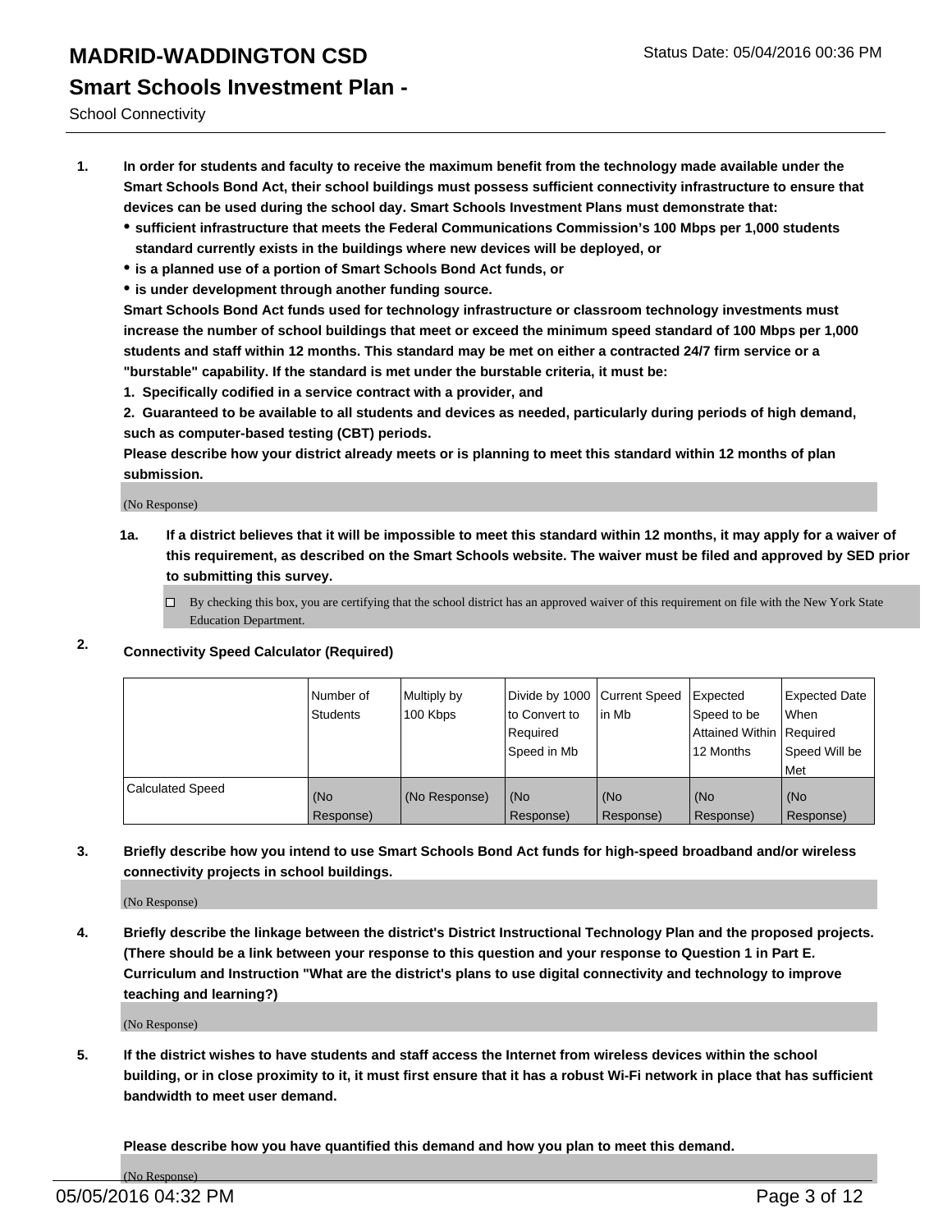# MADRID-WADDINGTON CSD

Status Date: 05/04/2016 00:36 PM

## Smart Schools Investment Plan -

School Connectivity

1. **In order for students and faculty to receive the maximum benefit from the technology made available under the Smart Schools Bond Act, their school buildings must possess sufficient connectivity infrastructure to ensure that devices can be used during the school day. Smart Schools Investment Plans must demonstrate that:**
   - **sufficient infrastructure that meets the Federal Communications Commission's 100 Mbps per 1,000 students standard currently exists in the buildings where new devices will be deployed, or**
   - **is a planned use of a portion of Smart Schools Bond Act funds, or**
   - **is under development through another funding source.**

   **Smart Schools Bond Act funds used for technology infrastructure or classroom technology investments must increase the number of school buildings that meet or exceed the minimum speed standard of 100 Mbps per 1,000 students and staff within 12 months. This standard may be met on either a contracted 24/7 firm service or a "burstable" capability. If the standard is met under the burstable criteria, it must be:**

   **1. Specifically codified in a service contract with a provider, and**

   **2. Guaranteed to be available to all students and devices as needed, particularly during periods of high demand, such as computer-based testing (CBT) periods.**

   **Please describe how your district already meets or is planning to meet this standard within 12 months of plan submission.**

   (No Response)

   1a. **If a district believes that it will be impossible to meet this standard within 12 months, it may apply for a waiver of this requirement, as described on the Smart Schools website. The waiver must be filed and approved by SED prior to submitting this survey.**

   ☐ By checking this box, you are certifying that the school district has an approved waiver of this requirement on file with the New York State Education Department.

2. **Connectivity Speed Calculator (Required)**

| | Number of Students | Multiply by 100 Kbps | Divide by 1000 to Convert to Required Speed in Mb | Current Speed in Mb | Expected Speed to be Attained Within 12 Months | Expected Date When Required Speed Will be Met |
|---|---|---|---|---|---|---|
| Calculated Speed | (No Response) | (No Response) | (No Response) | (No Response) | (No Response) | (No Response) |

3. **Briefly describe how you intend to use Smart Schools Bond Act funds for high-speed broadband and/or wireless connectivity projects in school buildings.**

   (No Response)

4. **Briefly describe the linkage between the district's District Instructional Technology Plan and the proposed projects. (There should be a link between your response to this question and your response to Question 1 in Part E. Curriculum and Instruction "What are the district's plans to use digital connectivity and technology to improve teaching and learning?)**

   (No Response)

5. **If the district wishes to have students and staff access the Internet from wireless devices within the school building, or in close proximity to it, it must first ensure that it has a robust Wi-Fi network in place that has sufficient bandwidth to meet user demand.**

   **Please describe how you have quantified this demand and how you plan to meet this demand.**

   (No Response)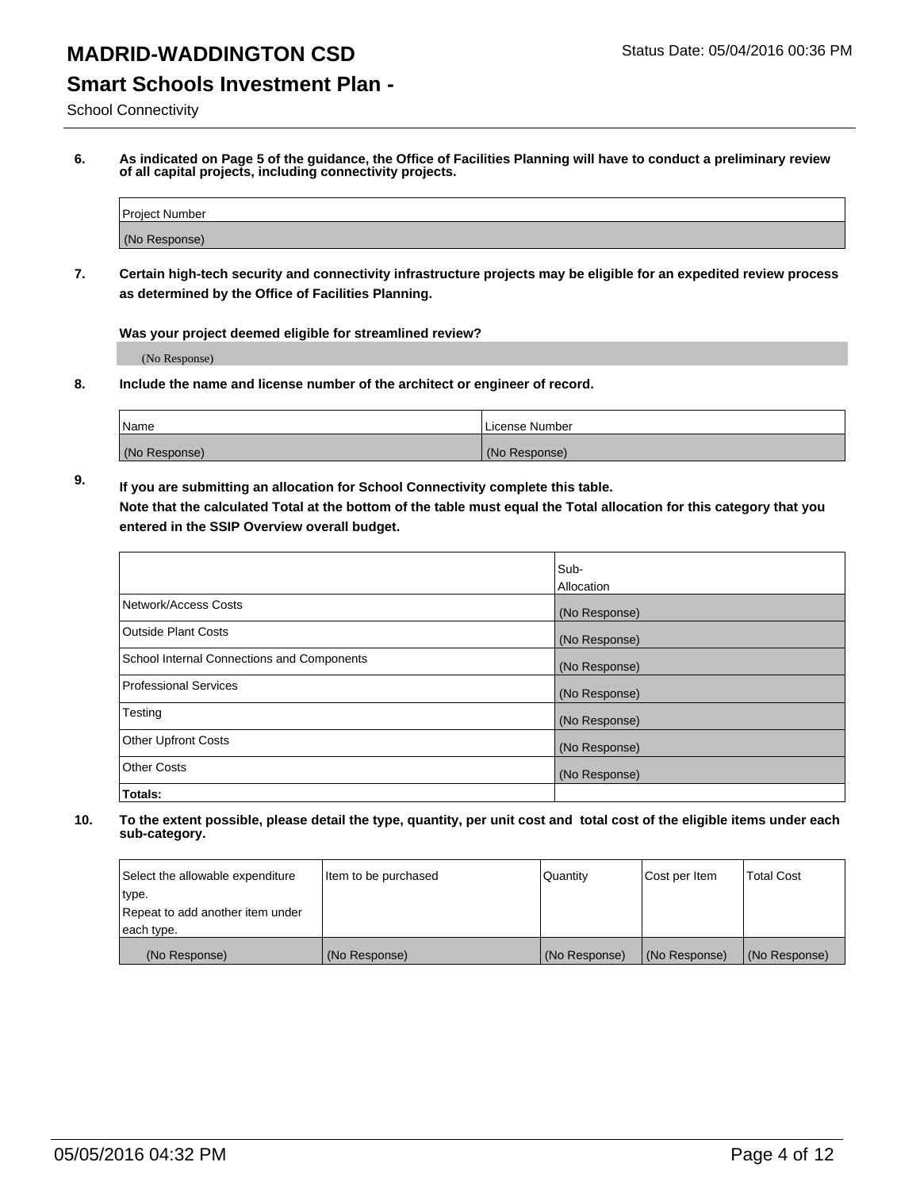# MADRID-WADDINGTON CSD

Status Date: 05/04/2016 00:36 PM

## Smart Schools Investment Plan -

School Connectivity

**6. As indicated on Page 5 of the guidance, the Office of Facilities Planning will have to conduct a preliminary review of all capital projects, including connectivity projects.**

| Project Number |
| --- |
| (No Response) |

**7. Certain high-tech security and connectivity infrastructure projects may be eligible for an expedited review process as determined by the Office of Facilities Planning.**

**Was your project deemed eligible for streamlined review?**

(No Response)

**8. Include the name and license number of the architect or engineer of record.**

| Name | License Number |
| --- | --- |
| (No Response) | (No Response) |

**9. If you are submitting an allocation for School Connectivity complete this table. Note that the calculated Total at the bottom of the table must equal the Total allocation for this category that you entered in the SSIP Overview overall budget.**

| | Sub-Allocation |
| --- | --- |
| Network/Access Costs | (No Response) |
| Outside Plant Costs | (No Response) |
| School Internal Connections and Components | (No Response) |
| Professional Services | (No Response) |
| Testing | (No Response) |
| Other Upfront Costs | (No Response) |
| Other Costs | (No Response) |
| **Totals:** | |

**10. To the extent possible, please detail the type, quantity, per unit cost and total cost of the eligible items under each sub-category.**

| Select the allowable expenditure type. Repeat to add another item under each type. | Item to be purchased | Quantity | Cost per Item | Total Cost |
| --- | --- | --- | --- | --- |
| (No Response) | (No Response) | (No Response) | (No Response) | (No Response) |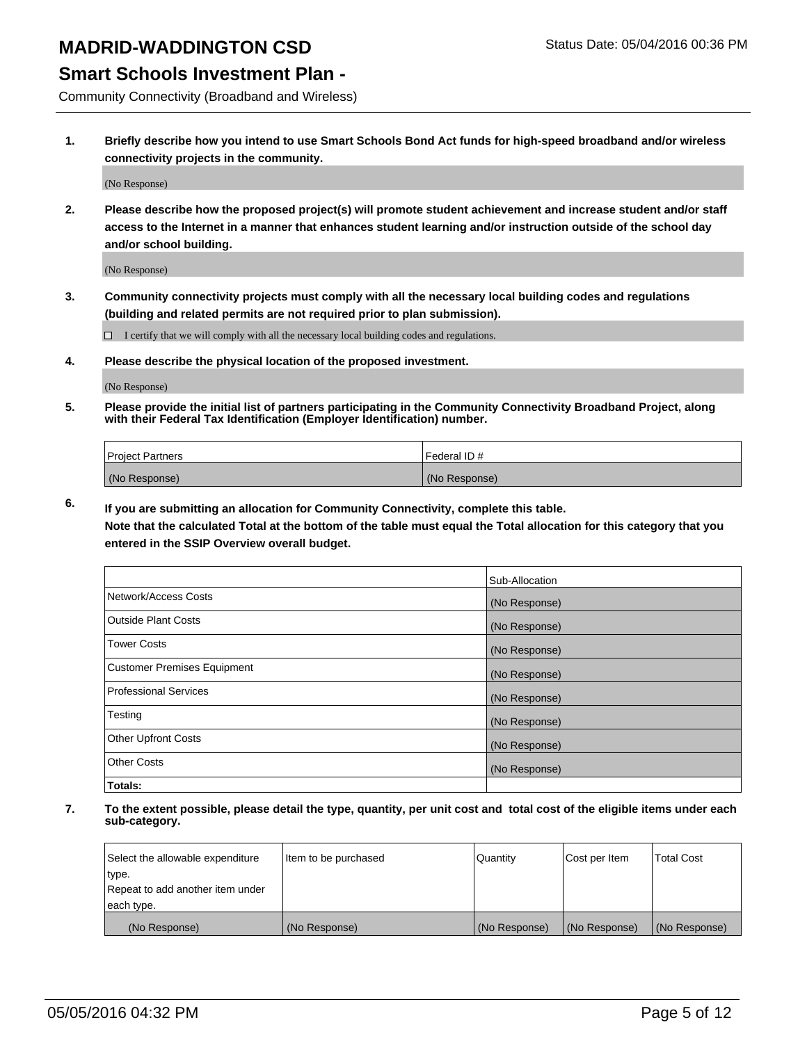# MADRID-WADDINGTON CSD

Status Date: 05/04/2016 00:36 PM

## Smart Schools Investment Plan -

Community Connectivity (Broadband and Wireless)

**1. Briefly describe how you intend to use Smart Schools Bond Act funds for high-speed broadband and/or wireless connectivity projects in the community.**

(No Response)

**2. Please describe how the proposed project(s) will promote student achievement and increase student and/or staff access to the Internet in a manner that enhances student learning and/or instruction outside of the school day and/or school building.**

(No Response)

**3. Community connectivity projects must comply with all the necessary local building codes and regulations (building and related permits are not required prior to plan submission).**

☐ I certify that we will comply with all the necessary local building codes and regulations.

**4. Please describe the physical location of the proposed investment.**

(No Response)

**5. Please provide the initial list of partners participating in the Community Connectivity Broadband Project, along with their Federal Tax Identification (Employer Identification) number.**

| Project Partners | Federal ID # |
|---|---|
| (No Response) | (No Response) |

**6. If you are submitting an allocation for Community Connectivity, complete this table.**
**Note that the calculated Total at the bottom of the table must equal the Total allocation for this category that you entered in the SSIP Overview overall budget.**

| | Sub-Allocation |
|---|---|
| Network/Access Costs | (No Response) |
| Outside Plant Costs | (No Response) |
| Tower Costs | (No Response) |
| Customer Premises Equipment | (No Response) |
| Professional Services | (No Response) |
| Testing | (No Response) |
| Other Upfront Costs | (No Response) |
| Other Costs | (No Response) |
| **Totals:** | |

**7. To the extent possible, please detail the type, quantity, per unit cost and total cost of the eligible items under each sub-category.**

| Select the allowable expenditure type. Repeat to add another item under each type. | Item to be purchased | Quantity | Cost per Item | Total Cost |
|---|---|---|---|---|
| (No Response) | (No Response) | (No Response) | (No Response) | (No Response) |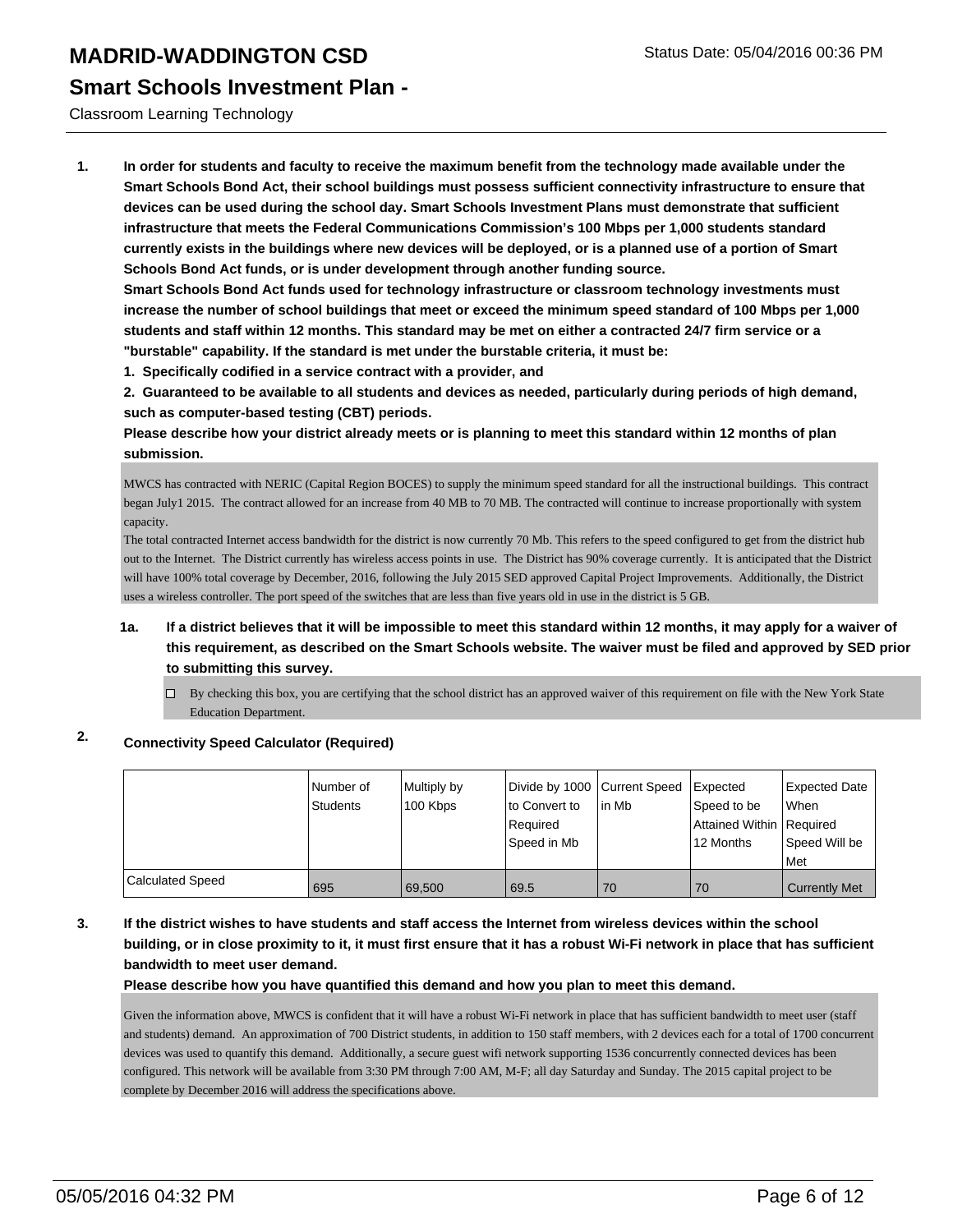# MADRID-WADDINGTON CSD

Status Date: 05/04/2016 00:36 PM

## Smart Schools Investment Plan -

Classroom Learning Technology

**1. In order for students and faculty to receive the maximum benefit from the technology made available under the Smart Schools Bond Act, their school buildings must possess sufficient connectivity infrastructure to ensure that devices can be used during the school day. Smart Schools Investment Plans must demonstrate that sufficient infrastructure that meets the Federal Communications Commission's 100 Mbps per 1,000 students standard currently exists in the buildings where new devices will be deployed, or is a planned use of a portion of Smart Schools Bond Act funds, or is under development through another funding source.**

**Smart Schools Bond Act funds used for technology infrastructure or classroom technology investments must increase the number of school buildings that meet or exceed the minimum speed standard of 100 Mbps per 1,000 students and staff within 12 months. This standard may be met on either a contracted 24/7 firm service or a "burstable" capability. If the standard is met under the burstable criteria, it must be:**

**1. Specifically codified in a service contract with a provider, and**

**2. Guaranteed to be available to all students and devices as needed, particularly during periods of high demand, such as computer-based testing (CBT) periods.**

**Please describe how your district already meets or is planning to meet this standard within 12 months of plan submission.**

MWCS has contracted with NERIC (Capital Region BOCES) to supply the minimum speed standard for all the instructional buildings. This contract began July1 2015. The contract allowed for an increase from 40 MB to 70 MB. The contracted will continue to increase proportionally with system capacity.

The total contracted Internet access bandwidth for the district is now currently 70 Mb. This refers to the speed configured to get from the district hub out to the Internet. The District currently has wireless access points in use. The District has 90% coverage currently. It is anticipated that the District will have 100% total coverage by December, 2016, following the July 2015 SED approved Capital Project Improvements. Additionally, the District uses a wireless controller. The port speed of the switches that are less than five years old in use in the district is 5 GB.

**1a. If a district believes that it will be impossible to meet this standard within 12 months, it may apply for a waiver of this requirement, as described on the Smart Schools website. The waiver must be filed and approved by SED prior to submitting this survey.**

☐ By checking this box, you are certifying that the school district has an approved waiver of this requirement on file with the New York State Education Department.

**2. Connectivity Speed Calculator (Required)**

| | Number of Students | Multiply by 100 Kbps | Divide by 1000 to Convert to Required Speed in Mb | Current Speed in Mb | Expected Speed to be Attained Within 12 Months | Expected Date When Required Speed Will be Met |
|---|---|---|---|---|---|---|
| Calculated Speed | 695 | 69,500 | 69.5 | 70 | 70 | Currently Met |

**3. If the district wishes to have students and staff access the Internet from wireless devices within the school building, or in close proximity to it, it must first ensure that it has a robust Wi-Fi network in place that has sufficient bandwidth to meet user demand.**

**Please describe how you have quantified this demand and how you plan to meet this demand.**

Given the information above, MWCS is confident that it will have a robust Wi-Fi network in place that has sufficient bandwidth to meet user (staff and students) demand. An approximation of 700 District students, in addition to 150 staff members, with 2 devices each for a total of 1700 concurrent devices was used to quantify this demand. Additionally, a secure guest wifi network supporting 1536 concurrently connected devices has been configured. This network will be available from 3:30 PM through 7:00 AM, M-F; all day Saturday and Sunday. The 2015 capital project to be complete by December 2016 will address the specifications above.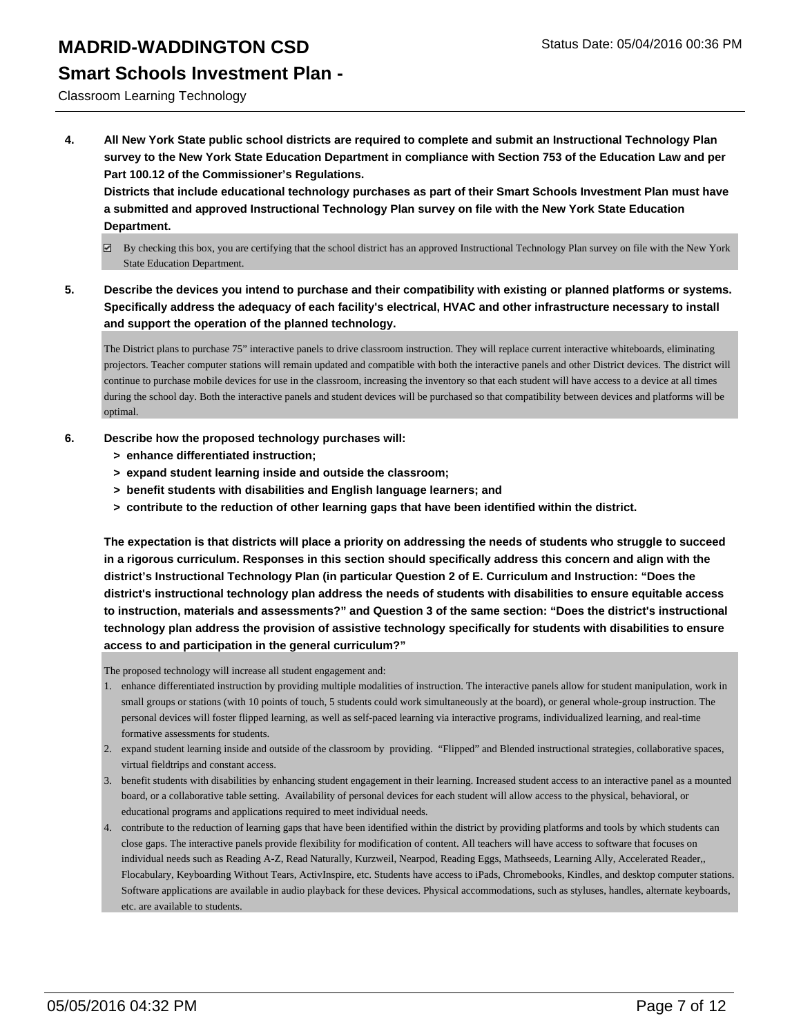4. **All New York State public school districts are required to complete and submit an Instructional Technology Plan survey to the New York State Education Department in compliance with Section 753 of the Education Law and per Part 100.12 of the Commissioner's Regulations.**
   **Districts that include educational technology purchases as part of their Smart Schools Investment Plan must have a submitted and approved Instructional Technology Plan survey on file with the New York State Education Department.**

   ☑ By checking this box, you are certifying that the school district has an approved Instructional Technology Plan survey on file with the New York State Education Department.

5. **Describe the devices you intend to purchase and their compatibility with existing or planned platforms or systems. Specifically address the adequacy of each facility's electrical, HVAC and other infrastructure necessary to install and support the operation of the planned technology.**

   The District plans to purchase 75" interactive panels to drive classroom instruction. They will replace current interactive whiteboards, eliminating projectors. Teacher computer stations will remain updated and compatible with both the interactive panels and other District devices. The district will continue to purchase mobile devices for use in the classroom, increasing the inventory so that each student will have access to a device at all times during the school day. Both the interactive panels and student devices will be purchased so that compatibility between devices and platforms will be optimal.

6. **Describe how the proposed technology purchases will:**
   **> enhance differentiated instruction;**
   **> expand student learning inside and outside the classroom;**
   **> benefit students with disabilities and English language learners; and**
   **> contribute to the reduction of other learning gaps that have been identified within the district.**

   **The expectation is that districts will place a priority on addressing the needs of students who struggle to succeed in a rigorous curriculum. Responses in this section should specifically address this concern and align with the district's Instructional Technology Plan (in particular Question 2 of E. Curriculum and Instruction: "Does the district's instructional technology plan address the needs of students with disabilities to ensure equitable access to instruction, materials and assessments?" and Question 3 of the same section: "Does the district's instructional technology plan address the provision of assistive technology specifically for students with disabilities to ensure access to and participation in the general curriculum?"**

   The proposed technology will increase all student engagement and:

   1. enhance differentiated instruction by providing multiple modalities of instruction. The interactive panels allow for student manipulation, work in small groups or stations (with 10 points of touch, 5 students could work simultaneously at the board), or general whole-group instruction. The personal devices will foster flipped learning, as well as self-paced learning via interactive programs, individualized learning, and real-time formative assessments for students.
   2. expand student learning inside and outside of the classroom by providing. "Flipped" and Blended instructional strategies, collaborative spaces, virtual fieldtrips and constant access.
   3. benefit students with disabilities by enhancing student engagement in their learning. Increased student access to an interactive panel as a mounted board, or a collaborative table setting. Availability of personal devices for each student will allow access to the physical, behavioral, or educational programs and applications required to meet individual needs.
   4. contribute to the reduction of learning gaps that have been identified within the district by providing platforms and tools by which students can close gaps. The interactive panels provide flexibility for modification of content. All teachers will have access to software that focuses on individual needs such as Reading A-Z, Read Naturally, Kurzweil, Nearpod, Reading Eggs, Mathseeds, Learning Ally, Accelerated Reader,, Flocabulary, Keyboarding Without Tears, ActivInspire, etc. Students have access to iPads, Chromebooks, Kindles, and desktop computer stations. Software applications are available in audio playback for these devices. Physical accommodations, such as styluses, handles, alternate keyboards, etc. are available to students.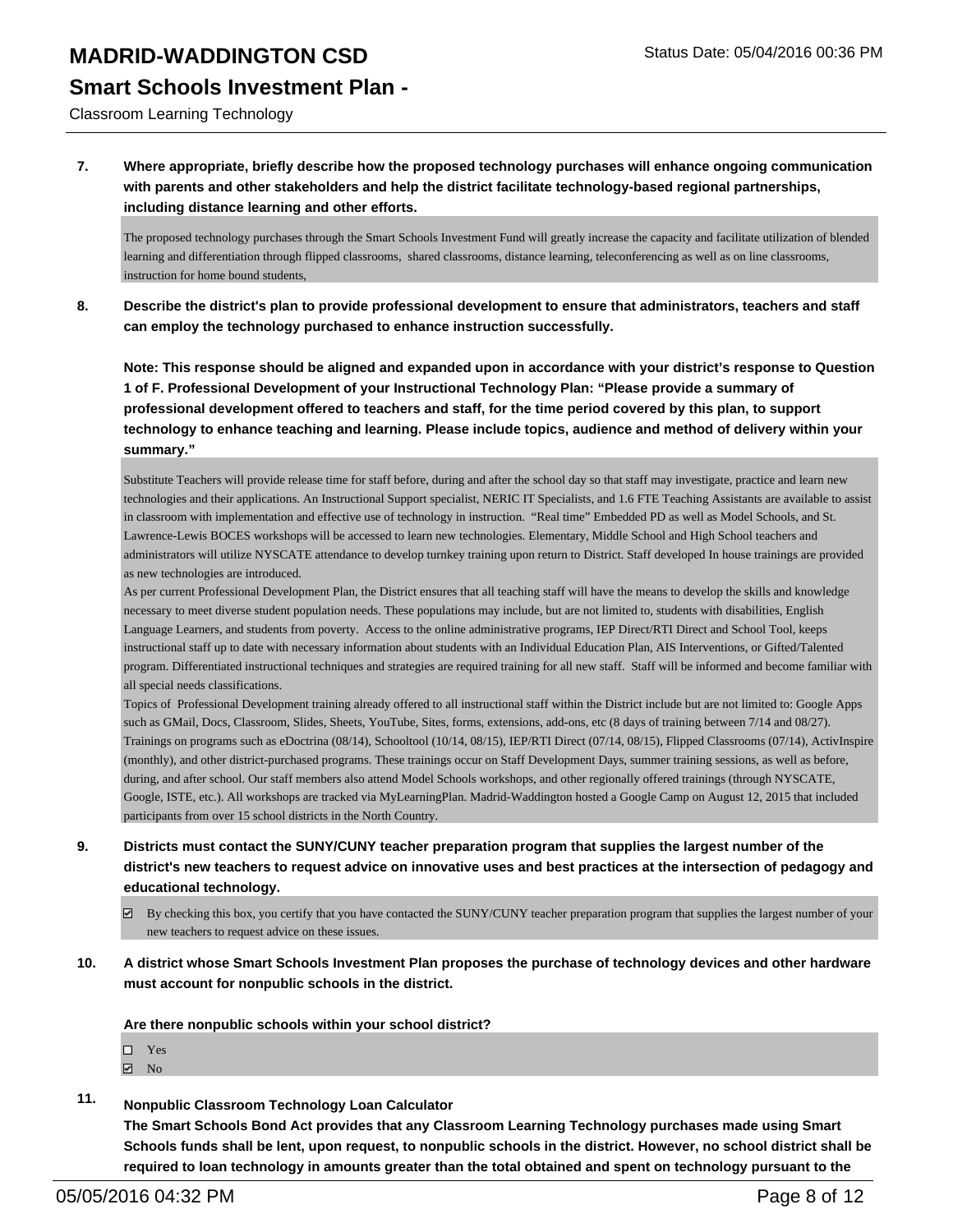**7. Where appropriate, briefly describe how the proposed technology purchases will enhance ongoing communication with parents and other stakeholders and help the district facilitate technology-based regional partnerships, including distance learning and other efforts.**

The proposed technology purchases through the Smart Schools Investment Fund will greatly increase the capacity and facilitate utilization of blended learning and differentiation through flipped classrooms, shared classrooms, distance learning, teleconferencing as well as on line classrooms, instruction for home bound students,

**8. Describe the district's plan to provide professional development to ensure that administrators, teachers and staff can employ the technology purchased to enhance instruction successfully.**

**Note: This response should be aligned and expanded upon in accordance with your district's response to Question 1 of F. Professional Development of your Instructional Technology Plan: "Please provide a summary of professional development offered to teachers and staff, for the time period covered by this plan, to support technology to enhance teaching and learning. Please include topics, audience and method of delivery within your summary."**

Substitute Teachers will provide release time for staff before, during and after the school day so that staff may investigate, practice and learn new technologies and their applications. An Instructional Support specialist, NERIC IT Specialists, and 1.6 FTE Teaching Assistants are available to assist in classroom with implementation and effective use of technology in instruction. "Real time" Embedded PD as well as Model Schools, and St. Lawrence-Lewis BOCES workshops will be accessed to learn new technologies. Elementary, Middle School and High School teachers and administrators will utilize NYSCATE attendance to develop turnkey training upon return to District. Staff developed In house trainings are provided as new technologies are introduced.

As per current Professional Development Plan, the District ensures that all teaching staff will have the means to develop the skills and knowledge necessary to meet diverse student population needs. These populations may include, but are not limited to, students with disabilities, English Language Learners, and students from poverty. Access to the online administrative programs, IEP Direct/RTI Direct and School Tool, keeps instructional staff up to date with necessary information about students with an Individual Education Plan, AIS Interventions, or Gifted/Talented program. Differentiated instructional techniques and strategies are required training for all new staff. Staff will be informed and become familiar with all special needs classifications.

Topics of Professional Development training already offered to all instructional staff within the District include but are not limited to: Google Apps such as GMail, Docs, Classroom, Slides, Sheets, YouTube, Sites, forms, extensions, add-ons, etc (8 days of training between 7/14 and 08/27). Trainings on programs such as eDoctrina (08/14), Schooltool (10/14, 08/15), IEP/RTI Direct (07/14, 08/15), Flipped Classrooms (07/14), ActivInspire (monthly), and other district-purchased programs. These trainings occur on Staff Development Days, summer training sessions, as well as before, during, and after school. Our staff members also attend Model Schools workshops, and other regionally offered trainings (through NYSCATE, Google, ISTE, etc.). All workshops are tracked via MyLearningPlan. Madrid-Waddington hosted a Google Camp on August 12, 2015 that included participants from over 15 school districts in the North Country.

**9. Districts must contact the SUNY/CUNY teacher preparation program that supplies the largest number of the district's new teachers to request advice on innovative uses and best practices at the intersection of pedagogy and educational technology.**

☑ By checking this box, you certify that you have contacted the SUNY/CUNY teacher preparation program that supplies the largest number of your new teachers to request advice on these issues.

**10. A district whose Smart Schools Investment Plan proposes the purchase of technology devices and other hardware must account for nonpublic schools in the district.**

**Are there nonpublic schools within your school district?**

☐ Yes
☑ No

**11. Nonpublic Classroom Technology Loan Calculator**

**The Smart Schools Bond Act provides that any Classroom Learning Technology purchases made using Smart Schools funds shall be lent, upon request, to nonpublic schools in the district. However, no school district shall be required to loan technology in amounts greater than the total obtained and spent on technology pursuant to the**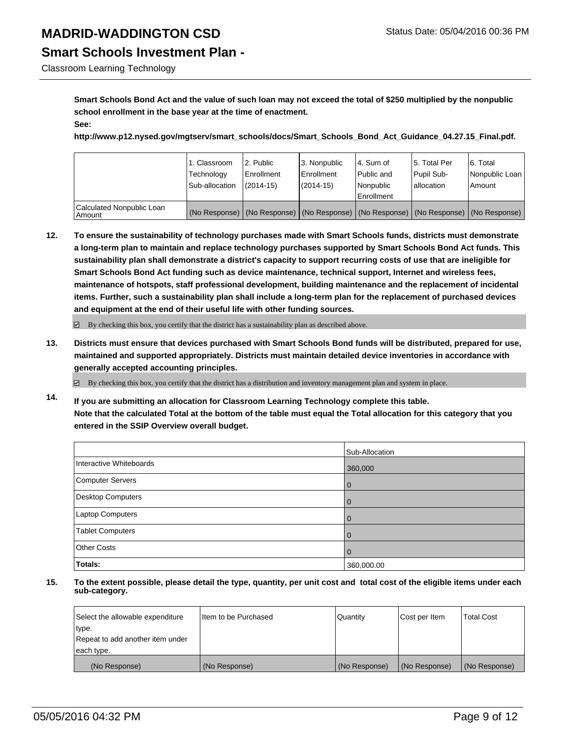**Smart Schools Bond Act and the value of such loan may not exceed the total of $250 multiplied by the nonpublic school enrollment in the base year at the time of enactment.**

**See:**

**http://www.p12.nysed.gov/mgtserv/smart_schools/docs/Smart_Schools_Bond_Act_Guidance_04.27.15_Final.pdf.**

| | 1. Classroom Technology Sub-allocation | 2. Public Enrollment (2014-15) | 3. Nonpublic Enrollment (2014-15) | 4. Sum of Public and Nonpublic Enrollment | 5. Total Per Pupil Sub-allocation | 6. Total Nonpublic Loan Amount |
|---|---|---|---|---|---|---|
| Calculated Nonpublic Loan Amount | (No Response) | (No Response) | (No Response) | (No Response) | (No Response) | (No Response) |

**12. To ensure the sustainability of technology purchases made with Smart Schools funds, districts must demonstrate a long-term plan to maintain and replace technology purchases supported by Smart Schools Bond Act funds. This sustainability plan shall demonstrate a district's capacity to support recurring costs of use that are ineligible for Smart Schools Bond Act funding such as device maintenance, technical support, Internet and wireless fees, maintenance of hotspots, staff professional development, building maintenance and the replacement of incidental items. Further, such a sustainability plan shall include a long-term plan for the replacement of purchased devices and equipment at the end of their useful life with other funding sources.**

☑ By checking this box, you certify that the district has a sustainability plan as described above.

**13. Districts must ensure that devices purchased with Smart Schools Bond funds will be distributed, prepared for use, maintained and supported appropriately. Districts must maintain detailed device inventories in accordance with generally accepted accounting principles.**

☑ By checking this box, you certify that the district has a distribution and inventory management plan and system in place.

**14. If you are submitting an allocation for Classroom Learning Technology complete this table.**
**Note that the calculated Total at the bottom of the table must equal the Total allocation for this category that you entered in the SSIP Overview overall budget.**

| | Sub-Allocation |
|---|---|
| Interactive Whiteboards | 360,000 |
| Computer Servers | 0 |
| Desktop Computers | 0 |
| Laptop Computers | 0 |
| Tablet Computers | 0 |
| Other Costs | 0 |
| **Totals:** | 360,000.00 |

**15. To the extent possible, please detail the type, quantity, per unit cost and total cost of the eligible items under each sub-category.**

| Select the allowable expenditure type. Repeat to add another item under each type. | Item to be Purchased | Quantity | Cost per Item | Total Cost |
|---|---|---|---|---|
| (No Response) | (No Response) | (No Response) | (No Response) | (No Response) |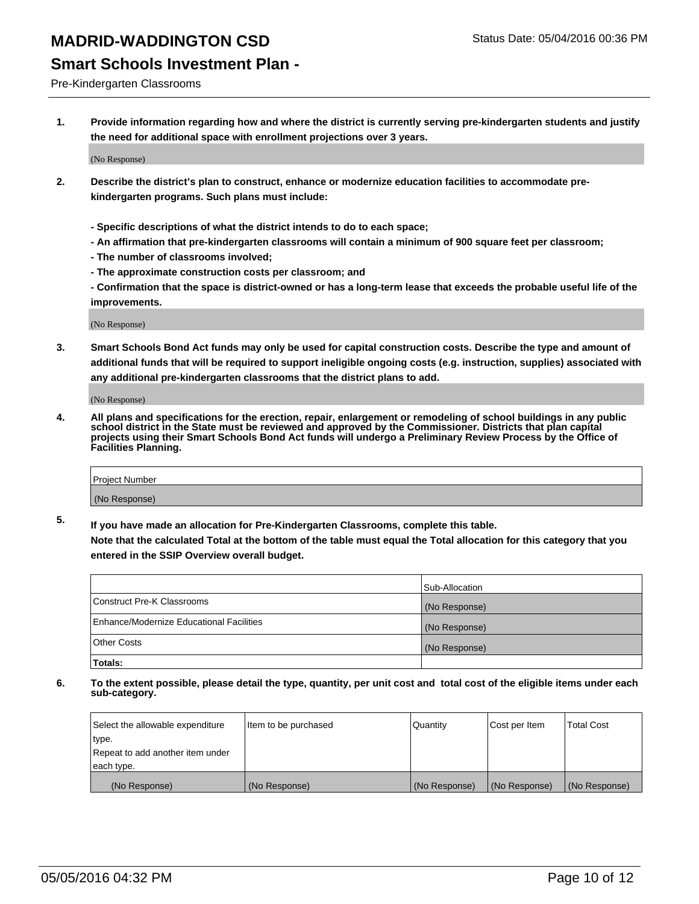# MADRID-WADDINGTON CSD

Status Date: 05/04/2016 00:36 PM

## Smart Schools Investment Plan -

Pre-Kindergarten Classrooms

**1. Provide information regarding how and where the district is currently serving pre-kindergarten students and justify the need for additional space with enrollment projections over 3 years.**

(No Response)

**2. Describe the district's plan to construct, enhance or modernize education facilities to accommodate pre-kindergarten programs. Such plans must include:**

**- Specific descriptions of what the district intends to do to each space;**
**- An affirmation that pre-kindergarten classrooms will contain a minimum of 900 square feet per classroom;**
**- The number of classrooms involved;**
**- The approximate construction costs per classroom; and**
**- Confirmation that the space is district-owned or has a long-term lease that exceeds the probable useful life of the improvements.**

(No Response)

**3. Smart Schools Bond Act funds may only be used for capital construction costs. Describe the type and amount of additional funds that will be required to support ineligible ongoing costs (e.g. instruction, supplies) associated with any additional pre-kindergarten classrooms that the district plans to add.**

(No Response)

**4. All plans and specifications for the erection, repair, enlargement or remodeling of school buildings in any public school district in the State must be reviewed and approved by the Commissioner. Districts that plan capital projects using their Smart Schools Bond Act funds will undergo a Preliminary Review Process by the Office of Facilities Planning.**

| Project Number |
|---|
| (No Response) |

**5. If you have made an allocation for Pre-Kindergarten Classrooms, complete this table. Note that the calculated Total at the bottom of the table must equal the Total allocation for this category that you entered in the SSIP Overview overall budget.**

| | Sub-Allocation |
|---|---|
| Construct Pre-K Classrooms | (No Response) |
| Enhance/Modernize Educational Facilities | (No Response) |
| Other Costs | (No Response) |
| **Totals:** | |

**6. To the extent possible, please detail the type, quantity, per unit cost and total cost of the eligible items under each sub-category.**

| Select the allowable expenditure type. Repeat to add another item under each type. | Item to be purchased | Quantity | Cost per Item | Total Cost |
|---|---|---|---|---|
| (No Response) | (No Response) | (No Response) | (No Response) | (No Response) |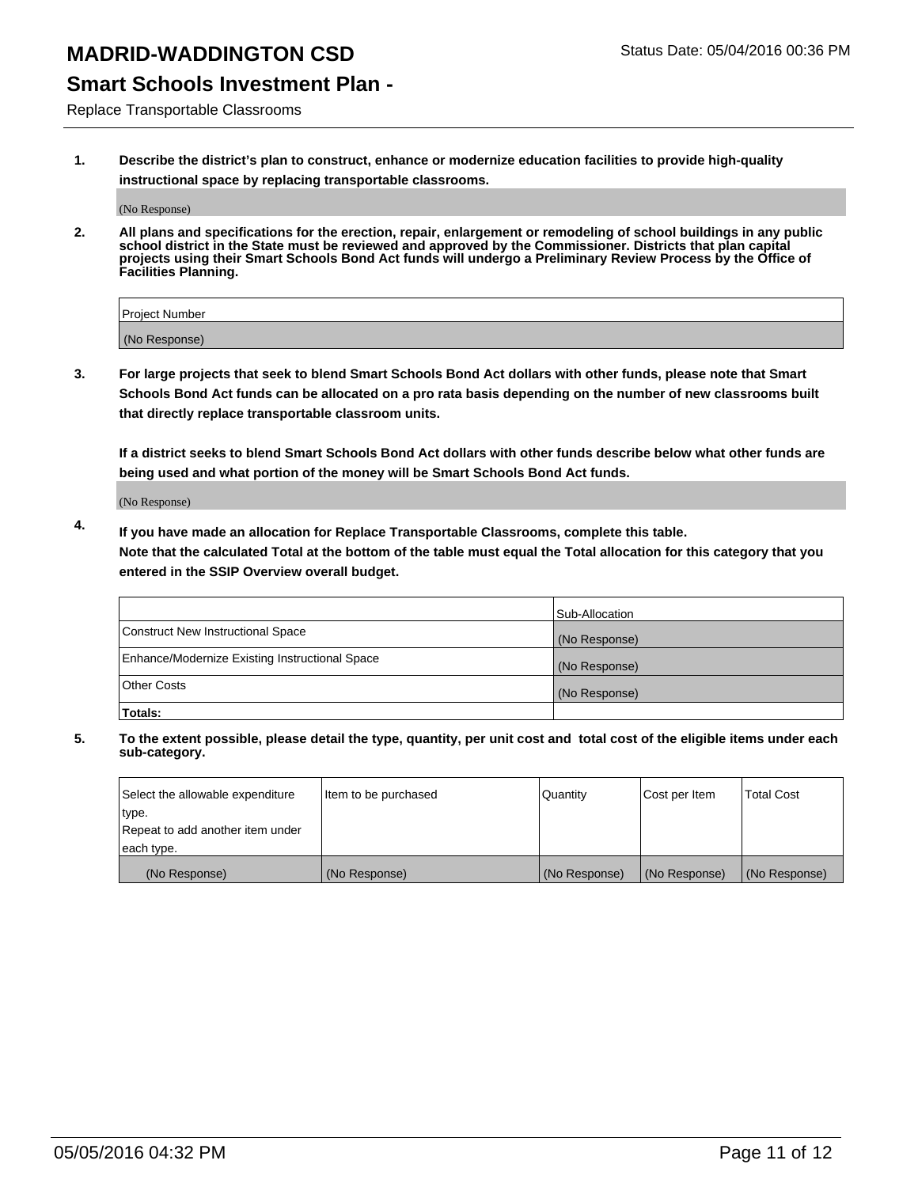# MADRID-WADDINGTON CSD

Status Date: 05/04/2016 00:36 PM

## Smart Schools Investment Plan -

Replace Transportable Classrooms

1. **Describe the district's plan to construct, enhance or modernize education facilities to provide high-quality instructional space by replacing transportable classrooms.**

   (No Response)

2. **All plans and specifications for the erection, repair, enlargement or remodeling of school buildings in any public school district in the State must be reviewed and approved by the Commissioner. Districts that plan capital projects using their Smart Schools Bond Act funds will undergo a Preliminary Review Process by the Office of Facilities Planning.**

| Project Number |
|---|
| (No Response) |

3. **For large projects that seek to blend Smart Schools Bond Act dollars with other funds, please note that Smart Schools Bond Act funds can be allocated on a pro rata basis depending on the number of new classrooms built that directly replace transportable classroom units.**

   **If a district seeks to blend Smart Schools Bond Act dollars with other funds describe below what other funds are being used and what portion of the money will be Smart Schools Bond Act funds.**

   (No Response)

4. **If you have made an allocation for Replace Transportable Classrooms, complete this table. Note that the calculated Total at the bottom of the table must equal the Total allocation for this category that you entered in the SSIP Overview overall budget.**

| | Sub-Allocation |
|---|---|
| Construct New Instructional Space | (No Response) |
| Enhance/Modernize Existing Instructional Space | (No Response) |
| Other Costs | (No Response) |
| **Totals:** | |

5. **To the extent possible, please detail the type, quantity, per unit cost and total cost of the eligible items under each sub-category.**

| Select the allowable expenditure type. Repeat to add another item under each type. | Item to be purchased | Quantity | Cost per Item | Total Cost |
|---|---|---|---|---|
| (No Response) | (No Response) | (No Response) | (No Response) | (No Response) |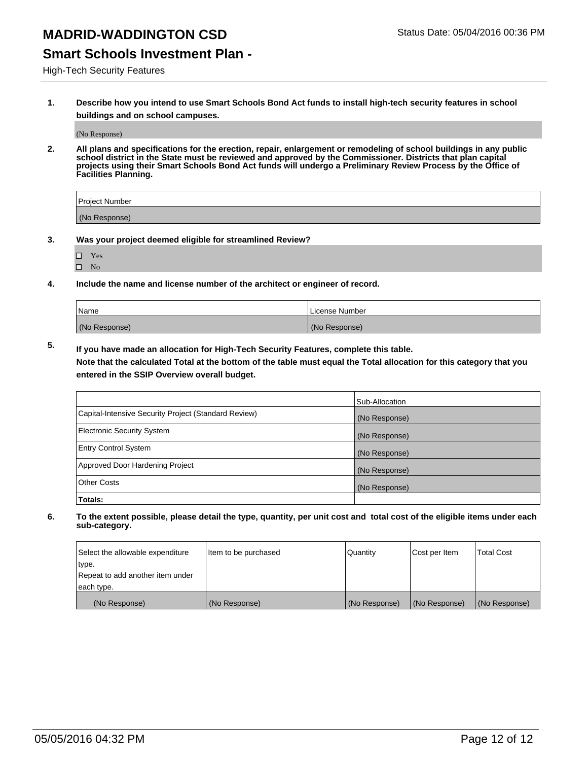# MADRID-WADDINGTON CSD

Status Date: 05/04/2016 00:36 PM

## Smart Schools Investment Plan -

High-Tech Security Features

**1. Describe how you intend to use Smart Schools Bond Act funds to install high-tech security features in school buildings and on school campuses.**

(No Response)

**2. All plans and specifications for the erection, repair, enlargement or remodeling of school buildings in any public school district in the State must be reviewed and approved by the Commissioner. Districts that plan capital projects using their Smart Schools Bond Act funds will undergo a Preliminary Review Process by the Office of Facilities Planning.**

| Project Number |
|---|
| (No Response) |

**3. Was your project deemed eligible for streamlined Review?**

- ☐ Yes
- ☐ No

**4. Include the name and license number of the architect or engineer of record.**

| Name | License Number |
|---|---|
| (No Response) | (No Response) |

**5. If you have made an allocation for High-Tech Security Features, complete this table.**

**Note that the calculated Total at the bottom of the table must equal the Total allocation for this category that you entered in the SSIP Overview overall budget.**

| | Sub-Allocation |
|---|---|
| Capital-Intensive Security Project (Standard Review) | (No Response) |
| Electronic Security System | (No Response) |
| Entry Control System | (No Response) |
| Approved Door Hardening Project | (No Response) |
| Other Costs | (No Response) |
| **Totals:** | |

**6. To the extent possible, please detail the type, quantity, per unit cost and total cost of the eligible items under each sub-category.**

| Select the allowable expenditure type. Repeat to add another item under each type. | Item to be purchased | Quantity | Cost per Item | Total Cost |
|---|---|---|---|---|
| (No Response) | (No Response) | (No Response) | (No Response) | (No Response) |

05/05/2016 04:32 PM